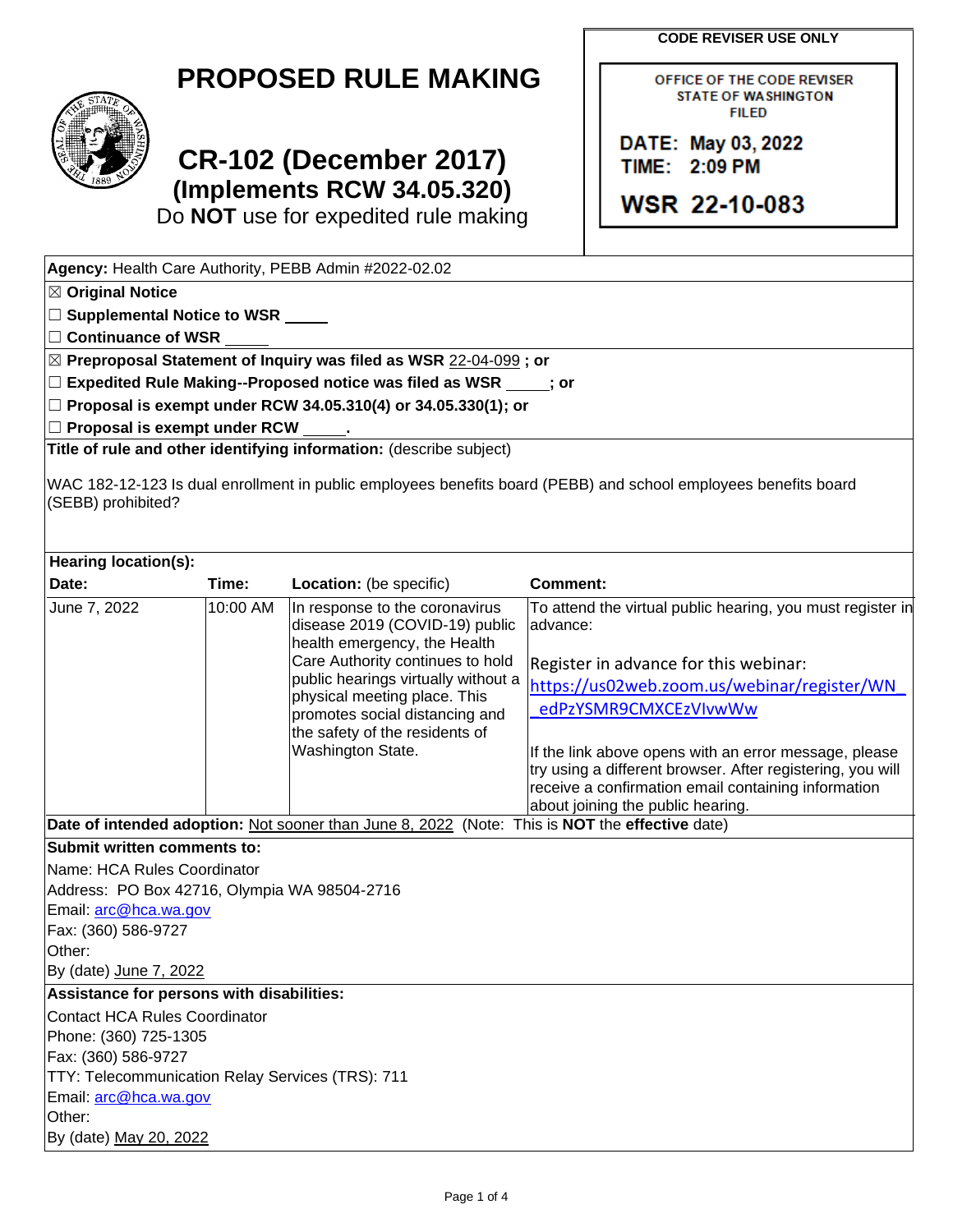# PROPOSED RULE MAKING

## CR-102 (December 2017)
### (Implements RCW 34.05.320)
Do **NOT** use for expedited rule making

**CODE REVISER USE ONLY**

OFFICE OF THE CODE REVISER
STATE OF WASHINGTON
FILED

DATE: May 03, 2022
TIME: 2:09 PM

WSR 22-10-083

**Agency:** Health Care Authority, PEBB Admin #2022-02.02

☒ **Original Notice**
☐ **Supplemental Notice to WSR** _____
☐ **Continuance of WSR** _____

☒ **Preproposal Statement of Inquiry was filed as WSR** 22-04-099 **; or**
☐ **Expedited Rule Making--Proposed notice was filed as WSR** _____**; or**
☐ **Proposal is exempt under RCW 34.05.310(4) or 34.05.330(1); or**
☐ **Proposal is exempt under RCW** _____**.**

**Title of rule and other identifying information:** (describe subject)

WAC 182-12-123 Is dual enrollment in public employees benefits board (PEBB) and school employees benefits board (SEBB) prohibited?

**Hearing location(s):**

| Date: | Time: | Location: (be specific) | Comment: |
|---|---|---|---|
| June 7, 2022 | 10:00 AM | In response to the coronavirus disease 2019 (COVID-19) public health emergency, the Health Care Authority continues to hold public hearings virtually without a physical meeting place. This promotes social distancing and the safety of the residents of Washington State. | To attend the virtual public hearing, you must register in advance:<br><br>Register in advance for this webinar:<br>https://us02web.zoom.us/webinar/register/WN_edPzYSMR9CMXCEzVIvwWw<br><br>If the link above opens with an error message, please try using a different browser. After registering, you will receive a confirmation email containing information about joining the public hearing. |

**Date of intended adoption:** Not sooner than June 8, 2022 (Note: This is **NOT** the **effective** date)

**Submit written comments to:**
Name: HCA Rules Coordinator
Address: PO Box 42716, Olympia WA 98504-2716
Email: arc@hca.wa.gov
Fax: (360) 586-9727
Other:
By (date) June 7, 2022

**Assistance for persons with disabilities:**
Contact HCA Rules Coordinator
Phone: (360) 725-1305
Fax: (360) 586-9727
TTY: Telecommunication Relay Services (TRS): 711
Email: arc@hca.wa.gov
Other:
By (date) May 20, 2022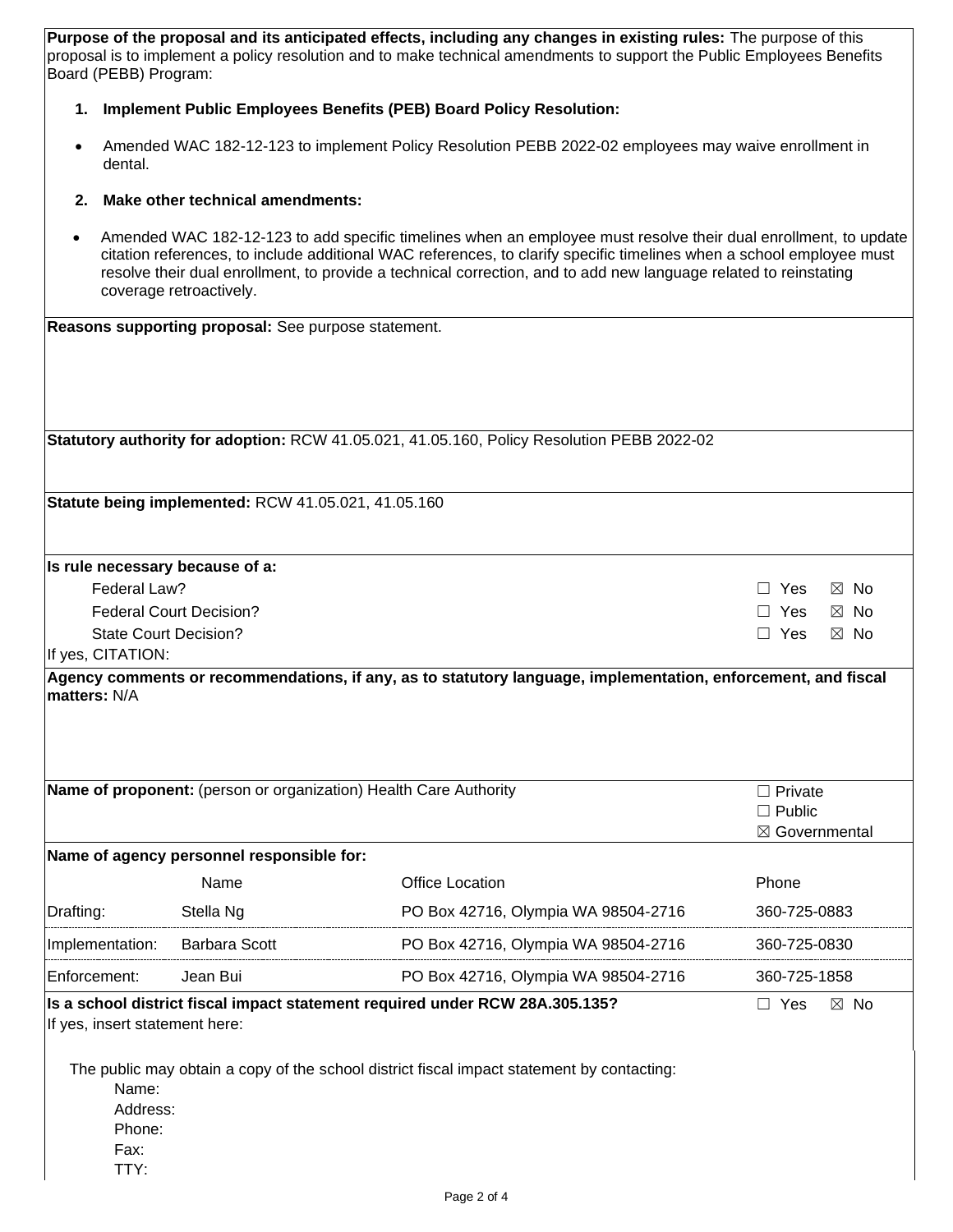**Purpose of the proposal and its anticipated effects, including any changes in existing rules:** The purpose of this proposal is to implement a policy resolution and to make technical amendments to support the Public Employees Benefits Board (PEBB) Program:

1. **Implement Public Employees Benefits (PEB) Board Policy Resolution:**

- Amended WAC 182-12-123 to implement Policy Resolution PEBB 2022-02 employees may waive enrollment in dental.

2. **Make other technical amendments:**

- Amended WAC 182-12-123 to add specific timelines when an employee must resolve their dual enrollment, to update citation references, to include additional WAC references, to clarify specific timelines when a school employee must resolve their dual enrollment, to provide a technical correction, and to add new language related to reinstating coverage retroactively.

**Reasons supporting proposal:** See purpose statement.

**Statutory authority for adoption:** RCW 41.05.021, 41.05.160, Policy Resolution PEBB 2022-02

**Statute being implemented:** RCW 41.05.021, 41.05.160

**Is rule necessary because of a:**

| | |
|---|---|
| Federal Law? | ☐ Yes ☒ No |
| Federal Court Decision? | ☐ Yes ☒ No |
| State Court Decision? | ☐ Yes ☒ No |

If yes, CITATION:

**Agency comments or recommendations, if any, as to statutory language, implementation, enforcement, and fiscal matters:** N/A

**Name of proponent:** (person or organization) Health Care Authority

☐ Private
☐ Public
☒ Governmental

**Name of agency personnel responsible for:**

| | Name | Office Location | Phone |
|---|---|---|---|
| Drafting: | Stella Ng | PO Box 42716, Olympia WA 98504-2716 | 360-725-0883 |
| Implementation: | Barbara Scott | PO Box 42716, Olympia WA 98504-2716 | 360-725-0830 |
| Enforcement: | Jean Bui | PO Box 42716, Olympia WA 98504-2716 | 360-725-1858 |

**Is a school district fiscal impact statement required under RCW 28A.305.135?** ☐ Yes ☒ No

If yes, insert statement here:

The public may obtain a copy of the school district fiscal impact statement by contacting:

Name:
Address:
Phone:
Fax:
TTY: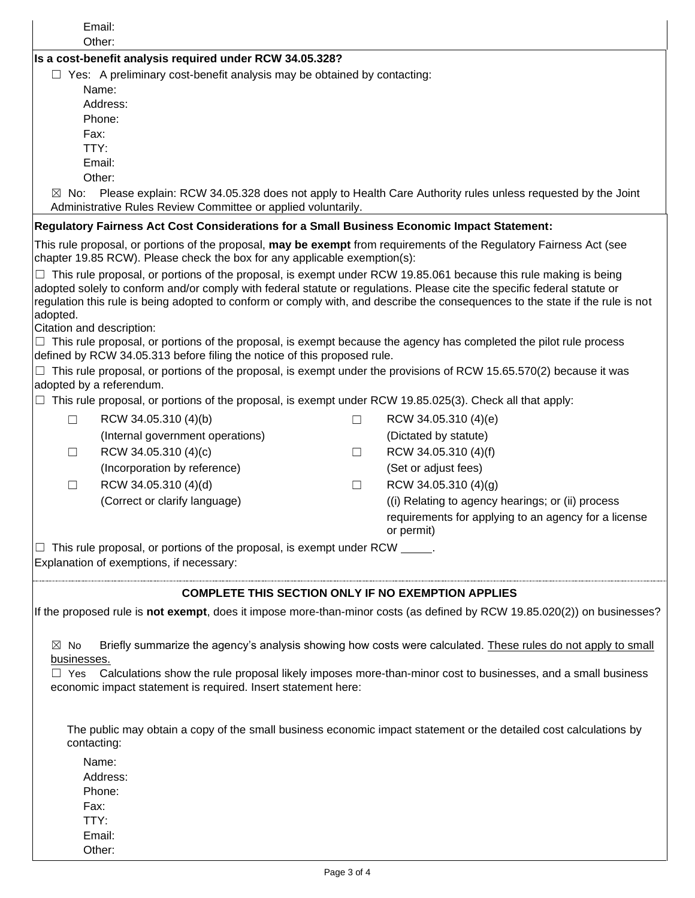Email:

Other:

**Is a cost-benefit analysis required under RCW 34.05.328?**

☐ Yes: A preliminary cost-benefit analysis may be obtained by contacting:

Name:

Address:

Phone:

Fax:

TTY:

Email:

Other:

☒ No: Please explain: RCW 34.05.328 does not apply to Health Care Authority rules unless requested by the Joint Administrative Rules Review Committee or applied voluntarily.

**Regulatory Fairness Act Cost Considerations for a Small Business Economic Impact Statement:**

This rule proposal, or portions of the proposal, **may be exempt** from requirements of the Regulatory Fairness Act (see chapter 19.85 RCW). Please check the box for any applicable exemption(s):

☐ This rule proposal, or portions of the proposal, is exempt under RCW 19.85.061 because this rule making is being adopted solely to conform and/or comply with federal statute or regulations. Please cite the specific federal statute or regulation this rule is being adopted to conform or comply with, and describe the consequences to the state if the rule is not adopted.

Citation and description:

☐ This rule proposal, or portions of the proposal, is exempt because the agency has completed the pilot rule process defined by RCW 34.05.313 before filing the notice of this proposed rule.

☐ This rule proposal, or portions of the proposal, is exempt under the provisions of RCW 15.65.570(2) because it was adopted by a referendum.

☐ This rule proposal, or portions of the proposal, is exempt under RCW 19.85.025(3). Check all that apply:

| | | | |
|---|---|---|---|
| ☐ | RCW 34.05.310 (4)(b) (Internal government operations) | ☐ | RCW 34.05.310 (4)(e) (Dictated by statute) |
| ☐ | RCW 34.05.310 (4)(c) (Incorporation by reference) | ☐ | RCW 34.05.310 (4)(f) (Set or adjust fees) |
| ☐ | RCW 34.05.310 (4)(d) (Correct or clarify language) | ☐ | RCW 34.05.310 (4)(g) ((i) Relating to agency hearings; or (ii) process requirements for applying to an agency for a license or permit) |

☐ This rule proposal, or portions of the proposal, is exempt under RCW _____.

Explanation of exemptions, if necessary:

**COMPLETE THIS SECTION ONLY IF NO EXEMPTION APPLIES**

If the proposed rule is **not exempt**, does it impose more-than-minor costs (as defined by RCW 19.85.020(2)) on businesses?

☒ No Briefly summarize the agency's analysis showing how costs were calculated. These rules do not apply to small businesses.

☐ Yes Calculations show the rule proposal likely imposes more-than-minor cost to businesses, and a small business economic impact statement is required. Insert statement here:

The public may obtain a copy of the small business economic impact statement or the detailed cost calculations by contacting:

Name:

Address:

Phone:

Fax:

TTY:

Email:

Other: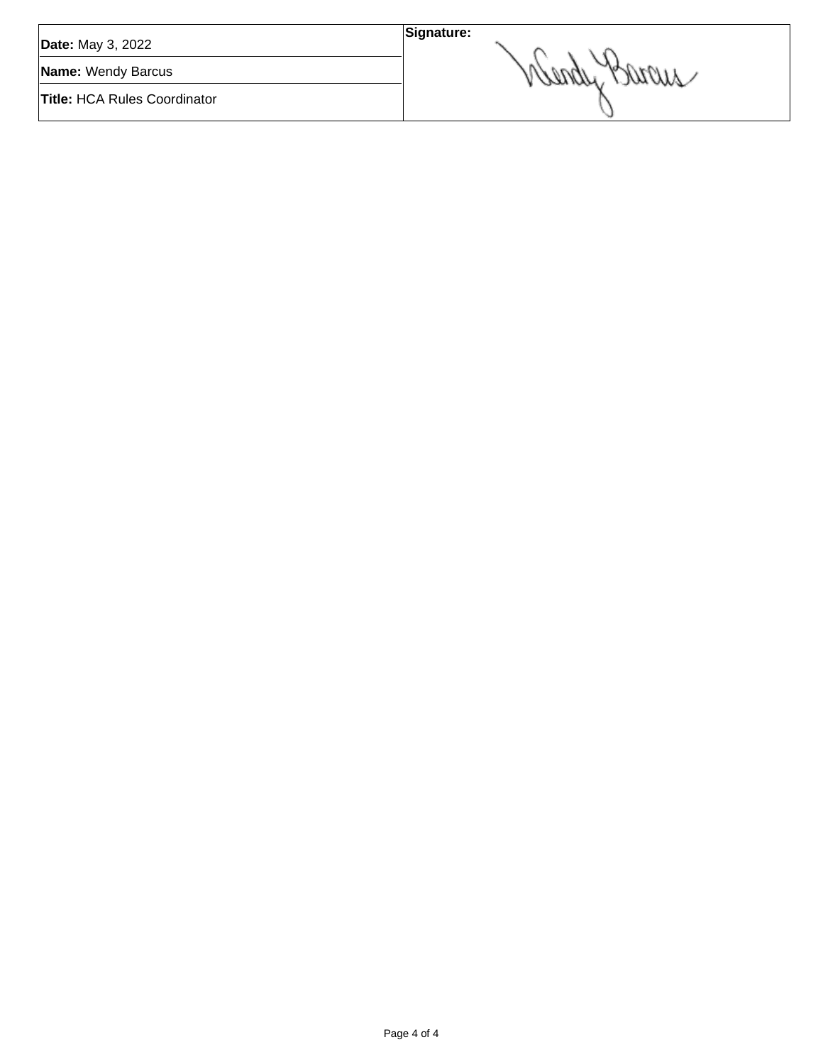| **Date:** May 3, 2022 | **Signature:** |
| --- | --- |
| **Name:** Wendy Barcus | Wendy Barcus |
| **Title:** HCA Rules Coordinator | |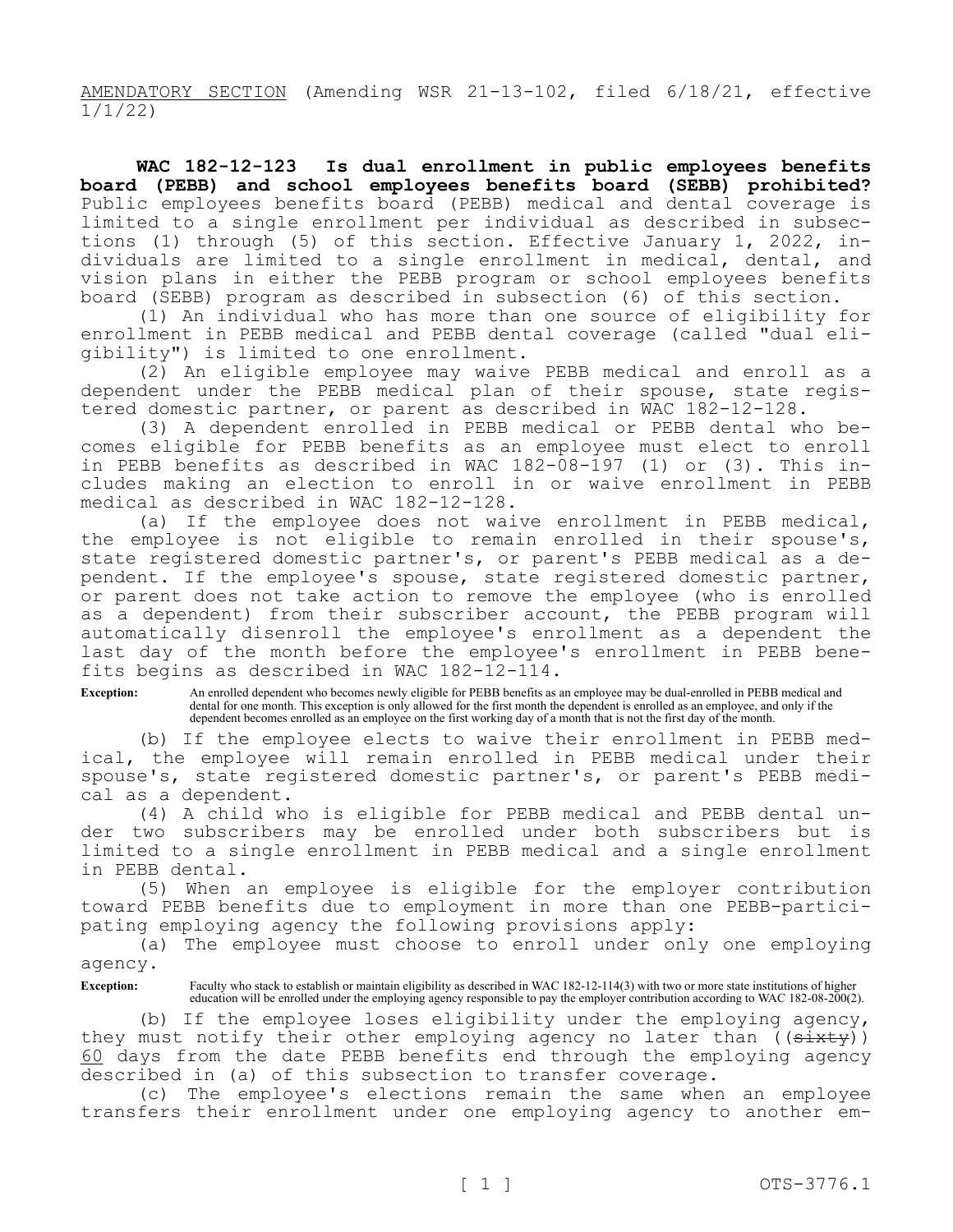AMENDATORY SECTION (Amending WSR 21-13-102, filed 6/18/21, effective 1/1/22)

**WAC 182-12-123 Is dual enrollment in public employees benefits board (PEBB) and school employees benefits board (SEBB) prohibited?** Public employees benefits board (PEBB) medical and dental coverage is limited to a single enrollment per individual as described in subsections (1) through (5) of this section. Effective January 1, 2022, individuals are limited to a single enrollment in medical, dental, and vision plans in either the PEBB program or school employees benefits board (SEBB) program as described in subsection (6) of this section.

(1) An individual who has more than one source of eligibility for enrollment in PEBB medical and PEBB dental coverage (called "dual eligibility") is limited to one enrollment.

(2) An eligible employee may waive PEBB medical and enroll as a dependent under the PEBB medical plan of their spouse, state registered domestic partner, or parent as described in WAC 182-12-128.

(3) A dependent enrolled in PEBB medical or PEBB dental who becomes eligible for PEBB benefits as an employee must elect to enroll in PEBB benefits as described in WAC 182-08-197 (1) or (3). This includes making an election to enroll in or waive enrollment in PEBB medical as described in WAC 182-12-128.

(a) If the employee does not waive enrollment in PEBB medical, the employee is not eligible to remain enrolled in their spouse's, state registered domestic partner's, or parent's PEBB medical as a dependent. If the employee's spouse, state registered domestic partner, or parent does not take action to remove the employee (who is enrolled as a dependent) from their subscriber account, the PEBB program will automatically disenroll the employee's enrollment as a dependent the last day of the month before the employee's enrollment in PEBB benefits begins as described in WAC 182-12-114.

**Exception:** An enrolled dependent who becomes newly eligible for PEBB benefits as an employee may be dual-enrolled in PEBB medical and dental for one month. This exception is only allowed for the first month the dependent is enrolled as an employee, and only if the dependent becomes enrolled as an employee on the first working day of a month that is not the first day of the month.

(b) If the employee elects to waive their enrollment in PEBB medical, the employee will remain enrolled in PEBB medical under their spouse's, state registered domestic partner's, or parent's PEBB medical as a dependent.

(4) A child who is eligible for PEBB medical and PEBB dental under two subscribers may be enrolled under both subscribers but is limited to a single enrollment in PEBB medical and a single enrollment in PEBB dental.

(5) When an employee is eligible for the employer contribution toward PEBB benefits due to employment in more than one PEBB-participating employing agency the following provisions apply:

(a) The employee must choose to enroll under only one employing agency.

**Exception:** Faculty who stack to establish or maintain eligibility as described in WAC 182-12-114(3) with two or more state institutions of higher education will be enrolled under the employing agency responsible to pay the employer contribution according to WAC 182-08-200(2).

(b) If the employee loses eligibility under the employing agency, they must notify their other employing agency no later than ((~~sixty~~)) <u>60</u> days from the date PEBB benefits end through the employing agency described in (a) of this subsection to transfer coverage.

(c) The employee's elections remain the same when an employee transfers their enrollment under one employing agency to another em-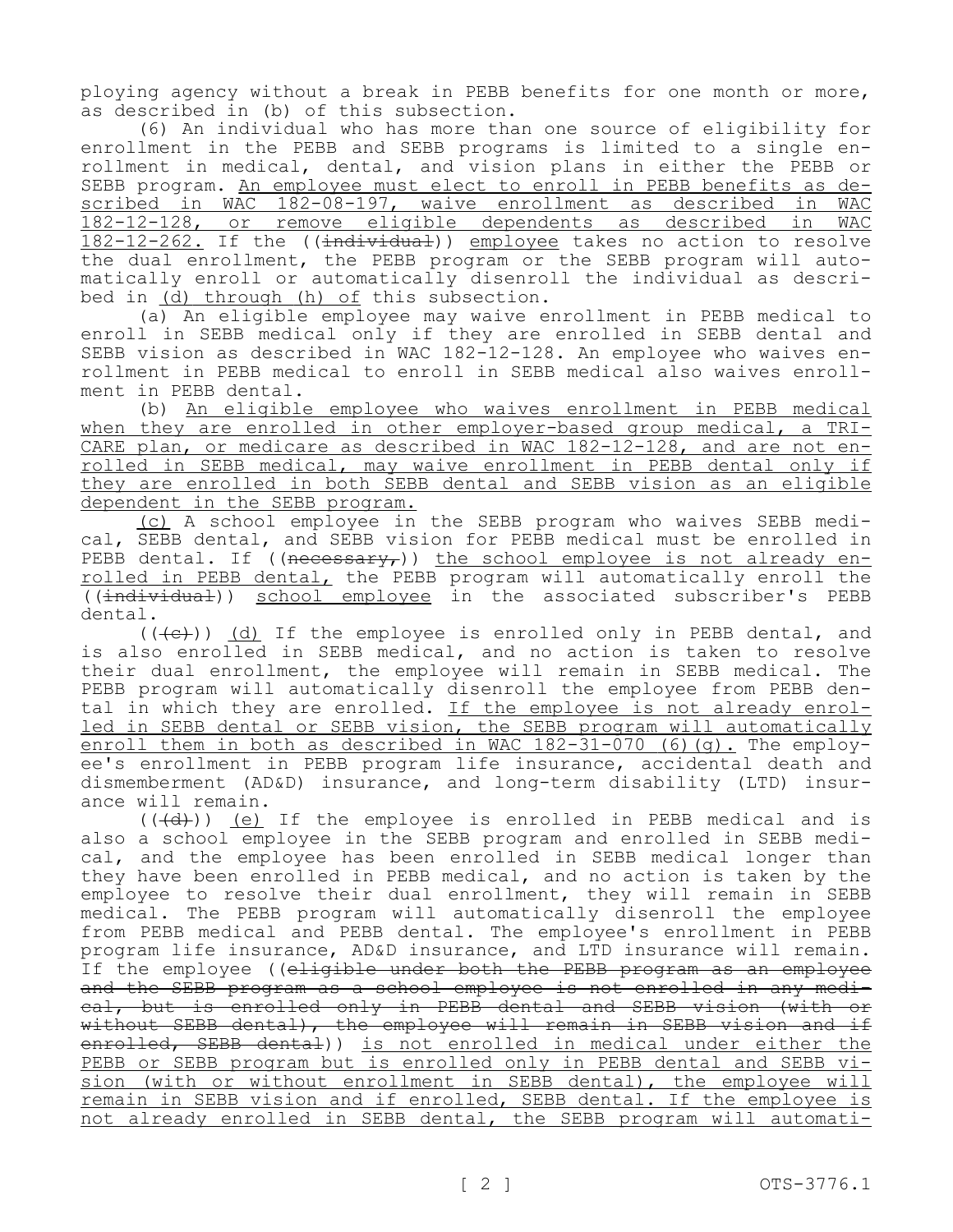ploying agency without a break in PEBB benefits for one month or more, as described in (b) of this subsection.

(6) An individual who has more than one source of eligibility for enrollment in the PEBB and SEBB programs is limited to a single enrollment in medical, dental, and vision plans in either the PEBB or SEBB program. An employee must elect to enroll in PEBB benefits as described in WAC 182-08-197, waive enrollment as described in WAC 182-12-128, or remove eligible dependents as described in WAC 182-12-262. If the ((~~individual~~)) employee takes no action to resolve the dual enrollment, the PEBB program or the SEBB program will automatically enroll or automatically disenroll the individual as described in (d) through (h) of this subsection.

(a) An eligible employee may waive enrollment in PEBB medical to enroll in SEBB medical only if they are enrolled in SEBB dental and SEBB vision as described in WAC 182-12-128. An employee who waives enrollment in PEBB medical to enroll in SEBB medical also waives enrollment in PEBB dental.

(b) An eligible employee who waives enrollment in PEBB medical when they are enrolled in other employer-based group medical, a TRICARE plan, or medicare as described in WAC 182-12-128, and are not enrolled in SEBB medical, may waive enrollment in PEBB dental only if they are enrolled in both SEBB dental and SEBB vision as an eligible dependent in the SEBB program.

(c) A school employee in the SEBB program who waives SEBB medical, SEBB dental, and SEBB vision for PEBB medical must be enrolled in PEBB dental. If ((~~necessary,~~)) the school employee is not already enrolled in PEBB dental, the PEBB program will automatically enroll the ((~~individual~~)) school employee in the associated subscriber's PEBB dental.

((~~(c)~~)) (d) If the employee is enrolled only in PEBB dental, and is also enrolled in SEBB medical, and no action is taken to resolve their dual enrollment, the employee will remain in SEBB medical. The PEBB program will automatically disenroll the employee from PEBB dental in which they are enrolled. If the employee is not already enrolled in SEBB dental or SEBB vision, the SEBB program will automatically enroll them in both as described in WAC 182-31-070 (6)(g). The employee's enrollment in PEBB program life insurance, accidental death and dismemberment (AD&D) insurance, and long-term disability (LTD) insurance will remain.

((~~(d)~~)) (e) If the employee is enrolled in PEBB medical and is also a school employee in the SEBB program and enrolled in SEBB medical, and the employee has been enrolled in SEBB medical longer than they have been enrolled in PEBB medical, and no action is taken by the employee to resolve their dual enrollment, they will remain in SEBB medical. The PEBB program will automatically disenroll the employee from PEBB medical and PEBB dental. The employee's enrollment in PEBB program life insurance, AD&D insurance, and LTD insurance will remain. If the employee ((~~eligible under both the PEBB program as an employee and the SEBB program as a school employee is not enrolled in any medical, but is enrolled only in PEBB dental and SEBB vision (with or without SEBB dental), the employee will remain in SEBB vision and if enrolled, SEBB dental~~)) is not enrolled in medical under either the PEBB or SEBB program but is enrolled only in PEBB dental and SEBB vision (with or without enrollment in SEBB dental), the employee will remain in SEBB vision and if enrolled, SEBB dental. If the employee is not already enrolled in SEBB dental, the SEBB program will automati-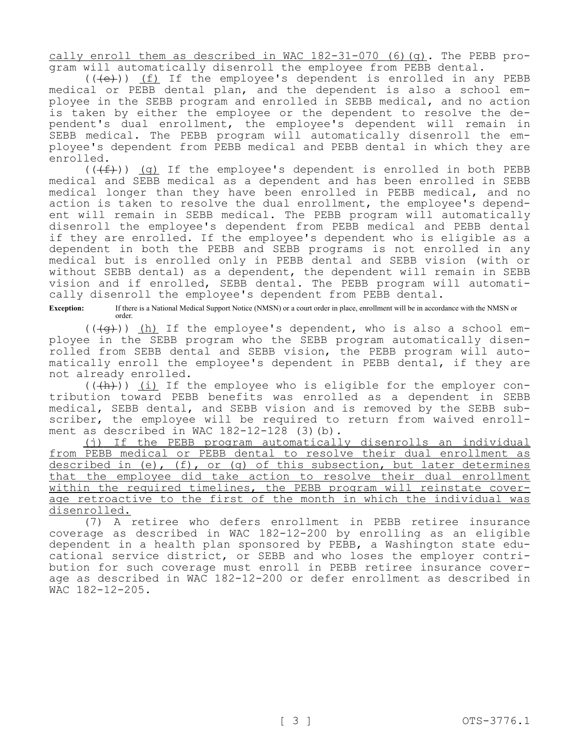cally enroll them as described in WAC 182-31-070 (6)(g). The PEBB program will automatically disenroll the employee from PEBB dental.

(((e))) (f) If the employee's dependent is enrolled in any PEBB medical or PEBB dental plan, and the dependent is also a school employee in the SEBB program and enrolled in SEBB medical, and no action is taken by either the employee or the dependent to resolve the dependent's dual enrollment, the employee's dependent will remain in SEBB medical. The PEBB program will automatically disenroll the employee's dependent from PEBB medical and PEBB dental in which they are enrolled.

(((f))) (g) If the employee's dependent is enrolled in both PEBB medical and SEBB medical as a dependent and has been enrolled in SEBB medical longer than they have been enrolled in PEBB medical, and no action is taken to resolve the dual enrollment, the employee's dependent will remain in SEBB medical. The PEBB program will automatically disenroll the employee's dependent from PEBB medical and PEBB dental if they are enrolled. If the employee's dependent who is eligible as a dependent in both the PEBB and SEBB programs is not enrolled in any medical but is enrolled only in PEBB dental and SEBB vision (with or without SEBB dental) as a dependent, the dependent will remain in SEBB vision and if enrolled, SEBB dental. The PEBB program will automatically disenroll the employee's dependent from PEBB dental.

**Exception:** If there is a National Medical Support Notice (NMSN) or a court order in place, enrollment will be in accordance with the NMSN or order.

(((g))) (h) If the employee's dependent, who is also a school employee in the SEBB program who the SEBB program automatically disenrolled from SEBB dental and SEBB vision, the PEBB program will automatically enroll the employee's dependent in PEBB dental, if they are not already enrolled.

(((h))) (i) If the employee who is eligible for the employer contribution toward PEBB benefits was enrolled as a dependent in SEBB medical, SEBB dental, and SEBB vision and is removed by the SEBB subscriber, the employee will be required to return from waived enrollment as described in WAC 182-12-128 (3)(b).

(j) If the PEBB program automatically disenrolls an individual from PEBB medical or PEBB dental to resolve their dual enrollment as described in (e), (f), or (g) of this subsection, but later determines that the employee did take action to resolve their dual enrollment within the required timelines, the PEBB program will reinstate coverage retroactive to the first of the month in which the individual was disenrolled.

(7) A retiree who defers enrollment in PEBB retiree insurance coverage as described in WAC 182-12-200 by enrolling as an eligible dependent in a health plan sponsored by PEBB, a Washington state educational service district, or SEBB and who loses the employer contribution for such coverage must enroll in PEBB retiree insurance coverage as described in WAC 182-12-200 or defer enrollment as described in WAC 182-12-205.